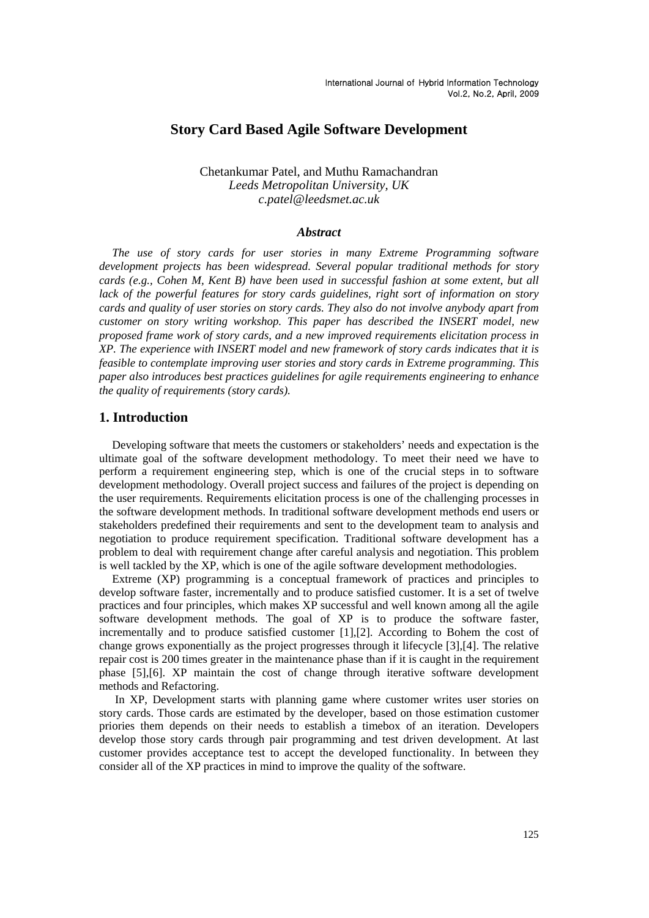# Story Card Based Agile Software Development

Chetankumar Patel, and Muthu Ramachandran  
*Leeds Metropolitan University, UK*  
*c.patel@leedsmet.ac.uk*

### *Abstract*

*The use of story cards for user stories in many Extreme Programming software development projects has been widespread. Several popular traditional methods for story cards (e.g., Cohen M, Kent B) have been used in successful fashion at some extent, but all lack of the powerful features for story cards guidelines, right sort of information on story cards and quality of user stories on story cards. They also do not involve anybody apart from customer on story writing workshop. This paper has described the INSERT model, new proposed frame work of story cards, and a new improved requirements elicitation process in XP. The experience with INSERT model and new framework of story cards indicates that it is feasible to contemplate improving user stories and story cards in Extreme programming. This paper also introduces best practices guidelines for agile requirements engineering to enhance the quality of requirements (story cards).*

## 1. Introduction

Developing software that meets the customers or stakeholders' needs and expectation is the ultimate goal of the software development methodology. To meet their need we have to perform a requirement engineering step, which is one of the crucial steps in to software development methodology. Overall project success and failures of the project is depending on the user requirements. Requirements elicitation process is one of the challenging processes in the software development methods. In traditional software development methods end users or stakeholders predefined their requirements and sent to the development team to analysis and negotiation to produce requirement specification. Traditional software development has a problem to deal with requirement change after careful analysis and negotiation. This problem is well tackled by the XP, which is one of the agile software development methodologies.

Extreme (XP) programming is a conceptual framework of practices and principles to develop software faster, incrementally and to produce satisfied customer. It is a set of twelve practices and four principles, which makes XP successful and well known among all the agile software development methods. The goal of XP is to produce the software faster, incrementally and to produce satisfied customer [1],[2]. According to Bohem the cost of change grows exponentially as the project progresses through it lifecycle [3],[4]. The relative repair cost is 200 times greater in the maintenance phase than if it is caught in the requirement phase [5],[6]. XP maintain the cost of change through iterative software development methods and Refactoring.

In XP, Development starts with planning game where customer writes user stories on story cards. Those cards are estimated by the developer, based on those estimation customer priories them depends on their needs to establish a timebox of an iteration. Developers develop those story cards through pair programming and test driven development. At last customer provides acceptance test to accept the developed functionality. In between they consider all of the XP practices in mind to improve the quality of the software.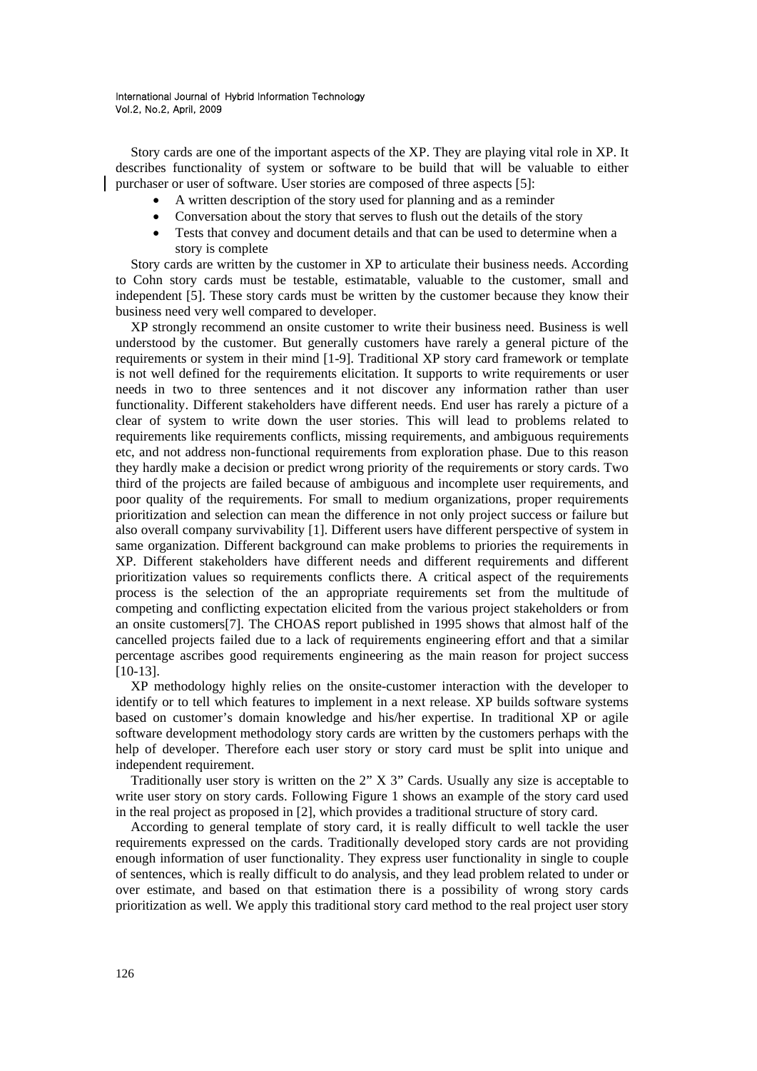Story cards are one of the important aspects of the XP. They are playing vital role in XP. It describes functionality of system or software to be build that will be valuable to either purchaser or user of software. User stories are composed of three aspects [5]:

- A written description of the story used for planning and as a reminder
- Conversation about the story that serves to flush out the details of the story
- Tests that convey and document details and that can be used to determine when a story is complete

Story cards are written by the customer in XP to articulate their business needs. According to Cohn story cards must be testable, estimatable, valuable to the customer, small and independent [5]. These story cards must be written by the customer because they know their business need very well compared to developer.

XP strongly recommend an onsite customer to write their business need. Business is well understood by the customer. But generally customers have rarely a general picture of the requirements or system in their mind [1-9]. Traditional XP story card framework or template is not well defined for the requirements elicitation. It supports to write requirements or user needs in two to three sentences and it not discover any information rather than user functionality. Different stakeholders have different needs. End user has rarely a picture of a clear of system to write down the user stories. This will lead to problems related to requirements like requirements conflicts, missing requirements, and ambiguous requirements etc, and not address non-functional requirements from exploration phase. Due to this reason they hardly make a decision or predict wrong priority of the requirements or story cards. Two third of the projects are failed because of ambiguous and incomplete user requirements, and poor quality of the requirements. For small to medium organizations, proper requirements prioritization and selection can mean the difference in not only project success or failure but also overall company survivability [1]. Different users have different perspective of system in same organization. Different background can make problems to priories the requirements in XP. Different stakeholders have different needs and different requirements and different prioritization values so requirements conflicts there. A critical aspect of the requirements process is the selection of the an appropriate requirements set from the multitude of competing and conflicting expectation elicited from the various project stakeholders or from an onsite customers[7]. The CHOAS report published in 1995 shows that almost half of the cancelled projects failed due to a lack of requirements engineering effort and that a similar percentage ascribes good requirements engineering as the main reason for project success [10-13].

XP methodology highly relies on the onsite-customer interaction with the developer to identify or to tell which features to implement in a next release. XP builds software systems based on customer's domain knowledge and his/her expertise. In traditional XP or agile software development methodology story cards are written by the customers perhaps with the help of developer. Therefore each user story or story card must be split into unique and independent requirement.

Traditionally user story is written on the 2" X 3" Cards. Usually any size is acceptable to write user story on story cards. Following Figure 1 shows an example of the story card used in the real project as proposed in [2], which provides a traditional structure of story card.

According to general template of story card, it is really difficult to well tackle the user requirements expressed on the cards. Traditionally developed story cards are not providing enough information of user functionality. They express user functionality in single to couple of sentences, which is really difficult to do analysis, and they lead problem related to under or over estimate, and based on that estimation there is a possibility of wrong story cards prioritization as well. We apply this traditional story card method to the real project user story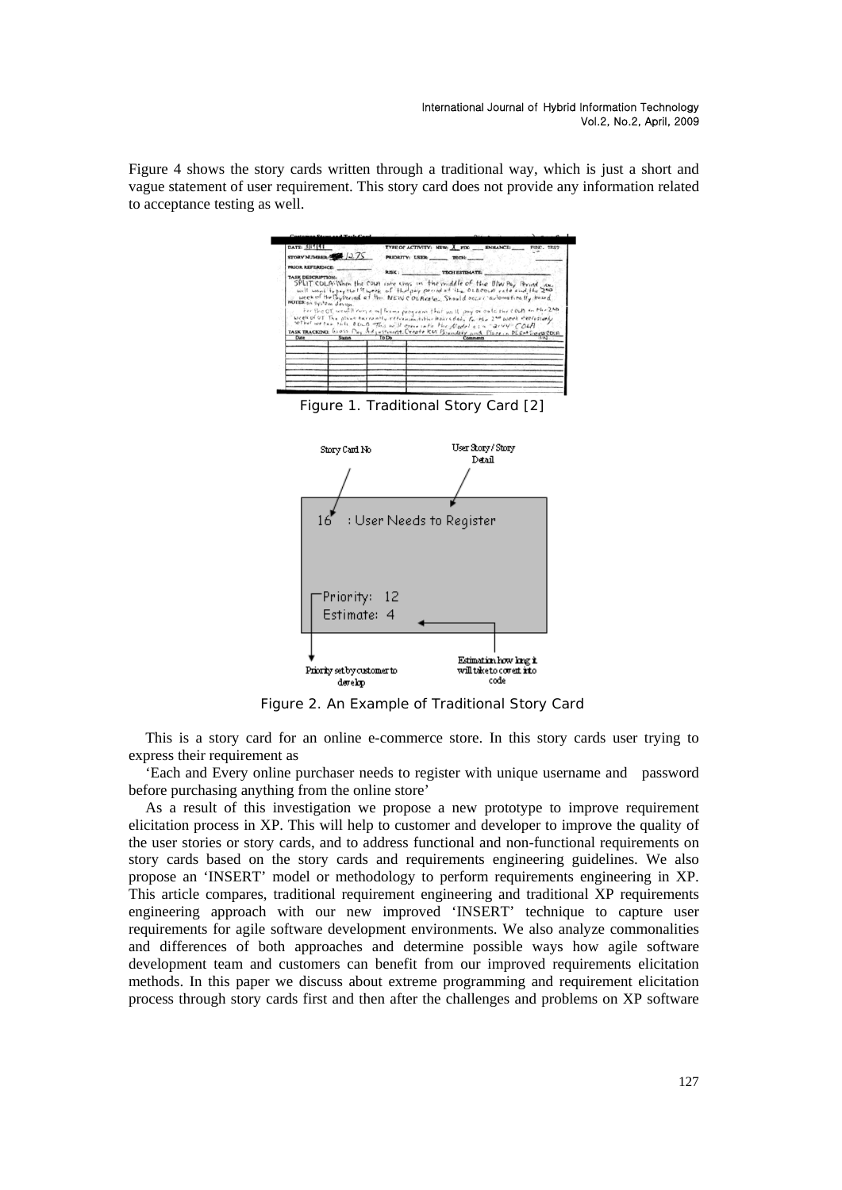Figure 4 shows the story cards written through a traditional way, which is just a short and vague statement of user requirement. This story card does not provide any information related to acceptance testing as well.

Figure 1. Traditional Story Card [2]

Figure 2. An Example of Traditional Story Card

This is a story card for an online e-commerce store. In this story cards user trying to express their requirement as

'Each and Every online purchaser needs to register with unique username and password before purchasing anything from the online store'

As a result of this investigation we propose a new prototype to improve requirement elicitation process in XP. This will help to customer and developer to improve the quality of the user stories or story cards, and to address functional and non-functional requirements on story cards based on the story cards and requirements engineering guidelines. We also propose an 'INSERT' model or methodology to perform requirements engineering in XP. This article compares, traditional requirement engineering and traditional XP requirements engineering approach with our new improved 'INSERT' technique to capture user requirements for agile software development environments. We also analyze commonalities and differences of both approaches and determine possible ways how agile software development team and customers can benefit from our improved requirements elicitation methods. In this paper we discuss about extreme programming and requirement elicitation process through story cards first and then after the challenges and problems on XP software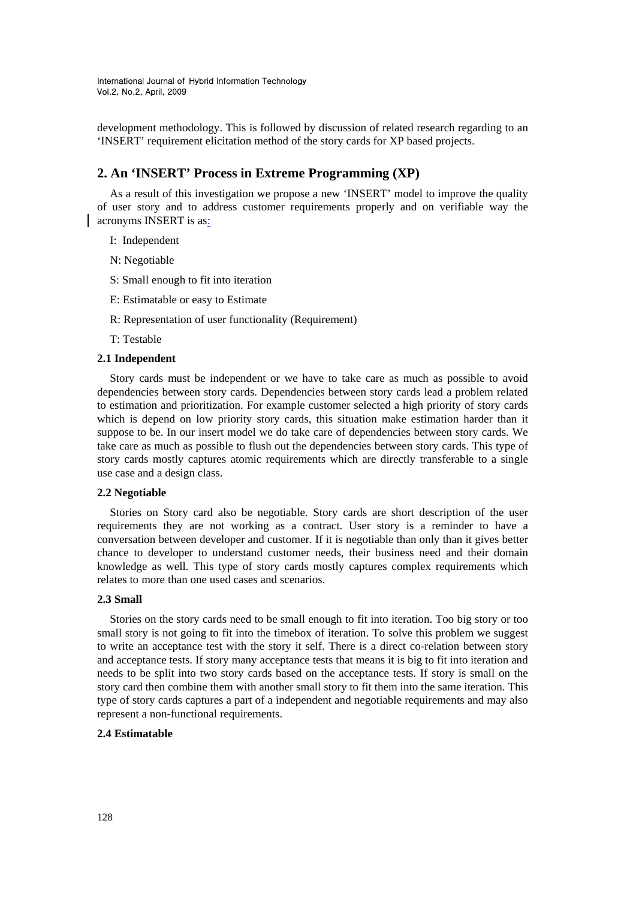development methodology. This is followed by discussion of related research regarding to an 'INSERT' requirement elicitation method of the story cards for XP based projects.

## 2. An 'INSERT' Process in Extreme Programming (XP)

As a result of this investigation we propose a new 'INSERT' model to improve the quality of user story and to address customer requirements properly and on verifiable way the acronyms INSERT is as:

I: Independent

N: Negotiable

S: Small enough to fit into iteration

E: Estimatable or easy to Estimate

R: Representation of user functionality (Requirement)

T: Testable

### 2.1 Independent

Story cards must be independent or we have to take care as much as possible to avoid dependencies between story cards. Dependencies between story cards lead a problem related to estimation and prioritization. For example customer selected a high priority of story cards which is depend on low priority story cards, this situation make estimation harder than it suppose to be. In our insert model we do take care of dependencies between story cards. We take care as much as possible to flush out the dependencies between story cards. This type of story cards mostly captures atomic requirements which are directly transferable to a single use case and a design class.

### 2.2 Negotiable

Stories on Story card also be negotiable. Story cards are short description of the user requirements they are not working as a contract. User story is a reminder to have a conversation between developer and customer. If it is negotiable than only than it gives better chance to developer to understand customer needs, their business need and their domain knowledge as well. This type of story cards mostly captures complex requirements which relates to more than one used cases and scenarios.

### 2.3 Small

Stories on the story cards need to be small enough to fit into iteration. Too big story or too small story is not going to fit into the timebox of iteration. To solve this problem we suggest to write an acceptance test with the story it self. There is a direct co-relation between story and acceptance tests. If story many acceptance tests that means it is big to fit into iteration and needs to be split into two story cards based on the acceptance tests. If story is small on the story card then combine them with another small story to fit them into the same iteration. This type of story cards captures a part of a independent and negotiable requirements and may also represent a non-functional requirements.

### 2.4 Estimatable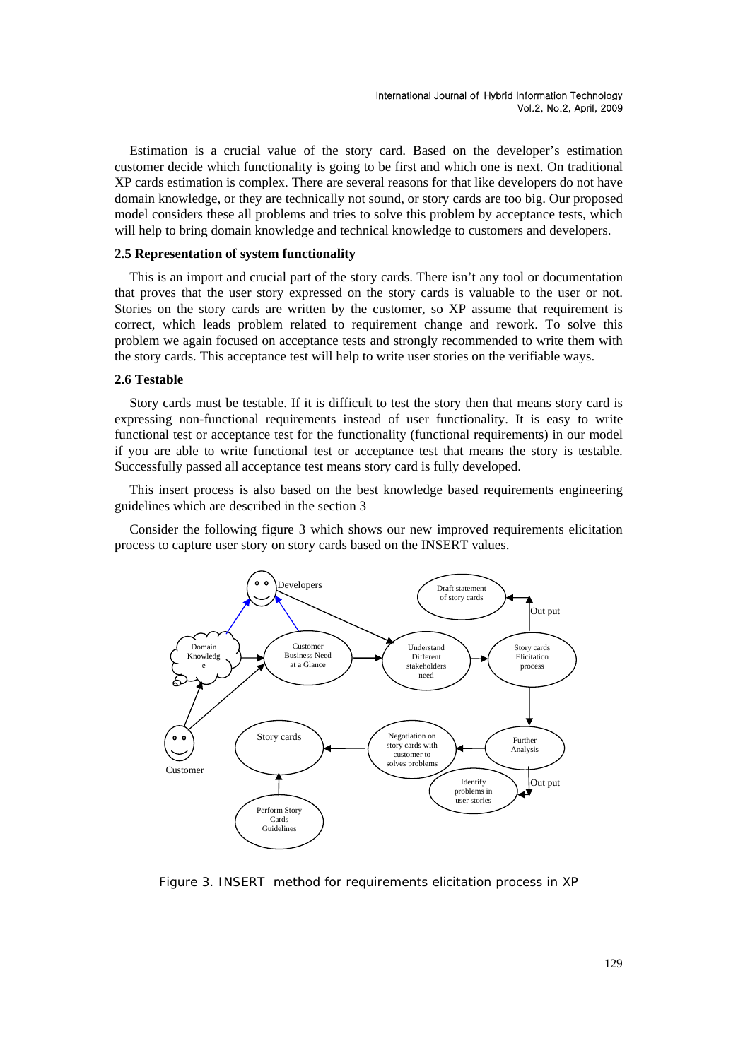Estimation is a crucial value of the story card. Based on the developer's estimation customer decide which functionality is going to be first and which one is next. On traditional XP cards estimation is complex. There are several reasons for that like developers do not have domain knowledge, or they are technically not sound, or story cards are too big. Our proposed model considers these all problems and tries to solve this problem by acceptance tests, which will help to bring domain knowledge and technical knowledge to customers and developers.

### 2.5 Representation of system functionality

This is an import and crucial part of the story cards. There isn't any tool or documentation that proves that the user story expressed on the story cards is valuable to the user or not. Stories on the story cards are written by the customer, so XP assume that requirement is correct, which leads problem related to requirement change and rework. To solve this problem we again focused on acceptance tests and strongly recommended to write them with the story cards. This acceptance test will help to write user stories on the verifiable ways.

### 2.6 Testable

Story cards must be testable. If it is difficult to test the story then that means story card is expressing non-functional requirements instead of user functionality. It is easy to write functional test or acceptance test for the functionality (functional requirements) in our model if you are able to write functional test or acceptance test that means the story is testable. Successfully passed all acceptance test means story card is fully developed.

This insert process is also based on the best knowledge based requirements engineering guidelines which are described in the section 3

Consider the following figure 3 which shows our new improved requirements elicitation process to capture user story on story cards based on the INSERT values.

Developers
Draft statement of story cards
Out put
Domain Knowledge
Customer Business Need at a Glance
Understand Different stakeholders need
Story cards Elicitation process
Customer
Story cards
Negotiation on story cards with customer to solves problems
Further Analysis
Identify problems in user stories
Out put
Perform Story Cards Guidelines

Figure 3. INSERT method for requirements elicitation process in XP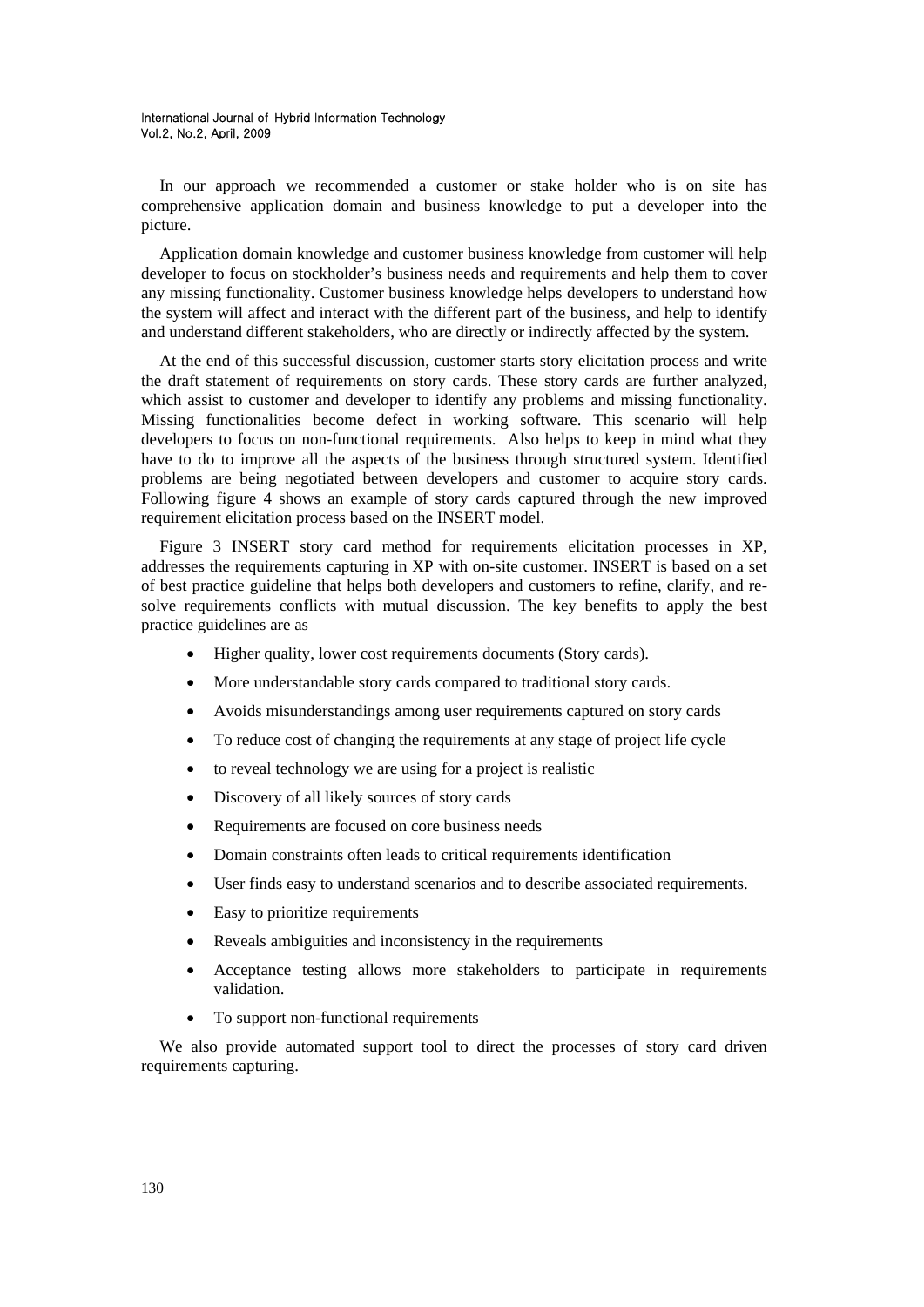In our approach we recommended a customer or stake holder who is on site has comprehensive application domain and business knowledge to put a developer into the picture.

Application domain knowledge and customer business knowledge from customer will help developer to focus on stockholder's business needs and requirements and help them to cover any missing functionality. Customer business knowledge helps developers to understand how the system will affect and interact with the different part of the business, and help to identify and understand different stakeholders, who are directly or indirectly affected by the system.

At the end of this successful discussion, customer starts story elicitation process and write the draft statement of requirements on story cards. These story cards are further analyzed, which assist to customer and developer to identify any problems and missing functionality. Missing functionalities become defect in working software. This scenario will help developers to focus on non-functional requirements. Also helps to keep in mind what they have to do to improve all the aspects of the business through structured system. Identified problems are being negotiated between developers and customer to acquire story cards. Following figure 4 shows an example of story cards captured through the new improved requirement elicitation process based on the INSERT model.

Figure 3 INSERT story card method for requirements elicitation processes in XP, addresses the requirements capturing in XP with on-site customer. INSERT is based on a set of best practice guideline that helps both developers and customers to refine, clarify, and re-solve requirements conflicts with mutual discussion. The key benefits to apply the best practice guidelines are as

- Higher quality, lower cost requirements documents (Story cards).
- More understandable story cards compared to traditional story cards.
- Avoids misunderstandings among user requirements captured on story cards
- To reduce cost of changing the requirements at any stage of project life cycle
- to reveal technology we are using for a project is realistic
- Discovery of all likely sources of story cards
- Requirements are focused on core business needs
- Domain constraints often leads to critical requirements identification
- User finds easy to understand scenarios and to describe associated requirements.
- Easy to prioritize requirements
- Reveals ambiguities and inconsistency in the requirements
- Acceptance testing allows more stakeholders to participate in requirements validation.
- To support non-functional requirements

We also provide automated support tool to direct the processes of story card driven requirements capturing.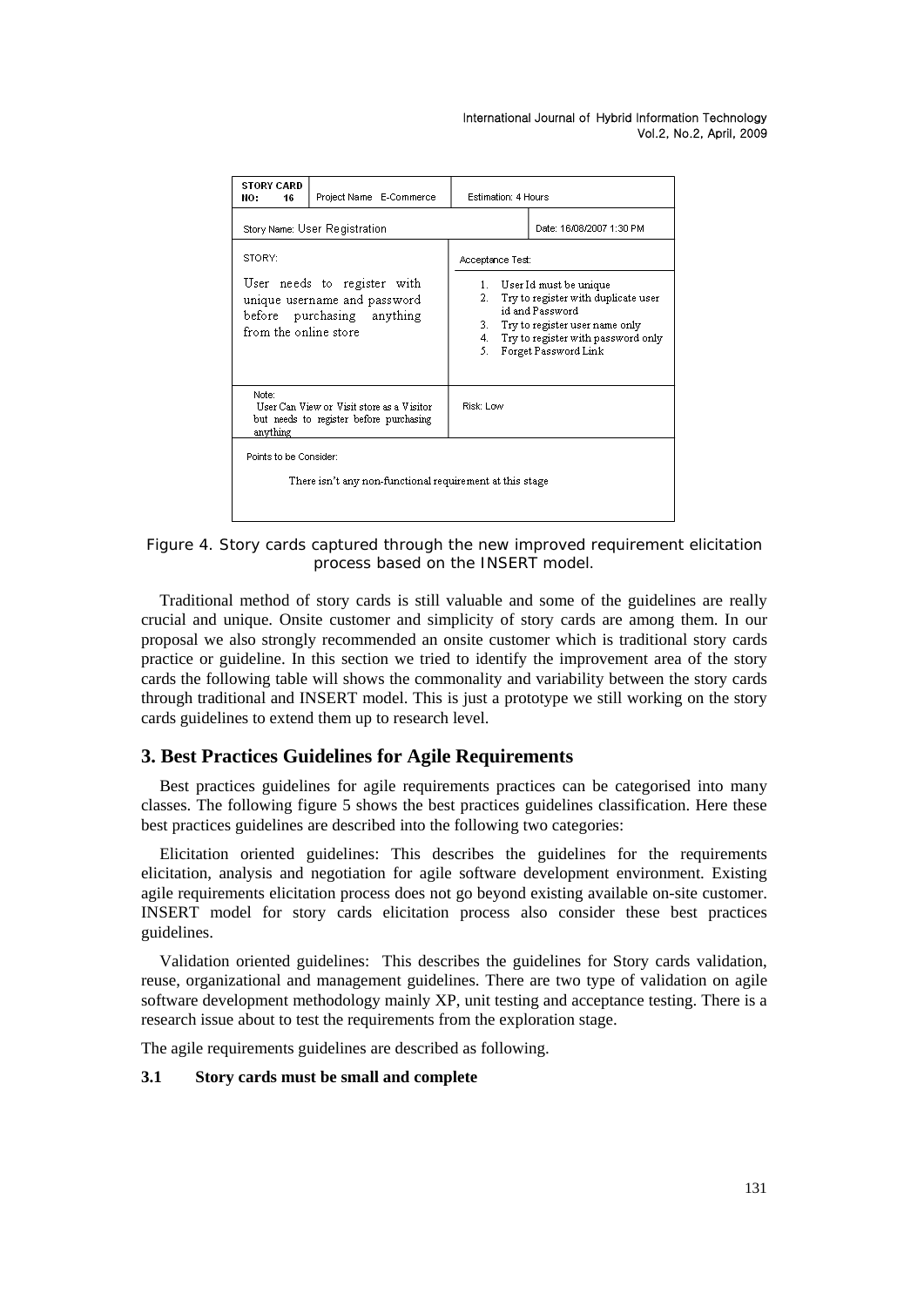| STORY CARD NO: 16 | Project Name E-Commerce | Estimation: 4 Hours | |
|---|---|---|---|
| Story Name: User Registration | | | Date: 16/08/2007 1:30 PM |
| STORY: User needs to register with unique username and password before purchasing anything from the online store | | Acceptance Test: 1. User Id must be unique 2. Try to register with duplicate user id and Password 3. Try to register user name only 4. Try to register with password only 5. Forget Password Link | |
| Note: User Can View or Visit store as a Visitor but needs to register before purchasing anything | | Risk: Low | |
| Points to be Consider: There isn't any non-functional requirement at this stage | | | |

Figure 4. Story cards captured through the new improved requirement elicitation process based on the INSERT model.

Traditional method of story cards is still valuable and some of the guidelines are really crucial and unique. Onsite customer and simplicity of story cards are among them. In our proposal we also strongly recommended an onsite customer which is traditional story cards practice or guideline. In this section we tried to identify the improvement area of the story cards the following table will shows the commonality and variability between the story cards through traditional and INSERT model. This is just a prototype we still working on the story cards guidelines to extend them up to research level.

## 3. Best Practices Guidelines for Agile Requirements

Best practices guidelines for agile requirements practices can be categorised into many classes. The following figure 5 shows the best practices guidelines classification. Here these best practices guidelines are described into the following two categories:

Elicitation oriented guidelines: This describes the guidelines for the requirements elicitation, analysis and negotiation for agile software development environment. Existing agile requirements elicitation process does not go beyond existing available on-site customer. INSERT model for story cards elicitation process also consider these best practices guidelines.

Validation oriented guidelines: This describes the guidelines for Story cards validation, reuse, organizational and management guidelines. There are two type of validation on agile software development methodology mainly XP, unit testing and acceptance testing. There is a research issue about to test the requirements from the exploration stage.

The agile requirements guidelines are described as following.

### 3.1 Story cards must be small and complete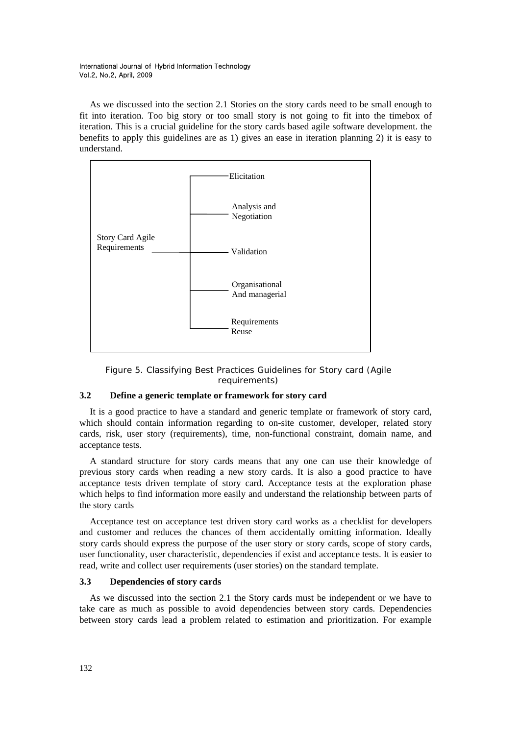As we discussed into the section 2.1 Stories on the story cards need to be small enough to fit into iteration. Too big story or too small story is not going to fit into the timebox of iteration. This is a crucial guideline for the story cards based agile software development. the benefits to apply this guidelines are as 1) gives an ease in iteration planning 2) it is easy to understand.

Story Card Agile Requirements

- Elicitation
- Analysis and Negotiation
- Validation
- Organisational And managerial
- Requirements Reuse

Figure 5. Classifying Best Practices Guidelines for Story card (Agile requirements)

### 3.2 Define a generic template or framework for story card

It is a good practice to have a standard and generic template or framework of story card, which should contain information regarding to on-site customer, developer, related story cards, risk, user story (requirements), time, non-functional constraint, domain name, and acceptance tests.

A standard structure for story cards means that any one can use their knowledge of previous story cards when reading a new story cards. It is also a good practice to have acceptance tests driven template of story card. Acceptance tests at the exploration phase which helps to find information more easily and understand the relationship between parts of the story cards

Acceptance test on acceptance test driven story card works as a checklist for developers and customer and reduces the chances of them accidentally omitting information. Ideally story cards should express the purpose of the user story or story cards, scope of story cards, user functionality, user characteristic, dependencies if exist and acceptance tests. It is easier to read, write and collect user requirements (user stories) on the standard template.

### 3.3 Dependencies of story cards

As we discussed into the section 2.1 the Story cards must be independent or we have to take care as much as possible to avoid dependencies between story cards. Dependencies between story cards lead a problem related to estimation and prioritization. For example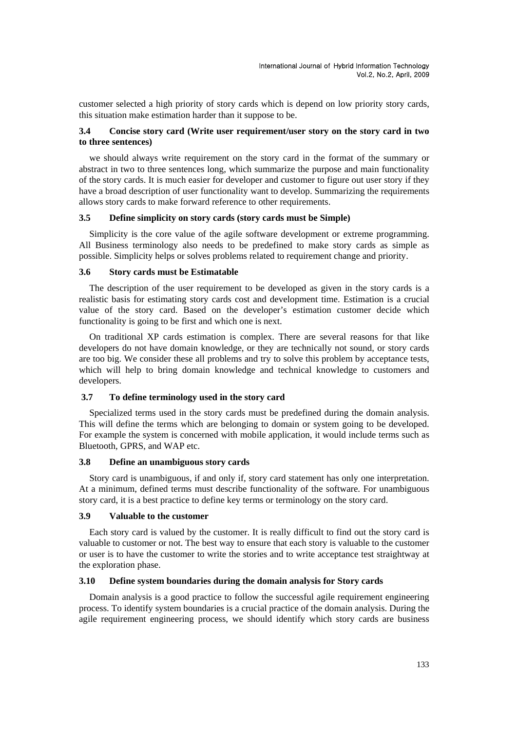customer selected a high priority of story cards which is depend on low priority story cards, this situation make estimation harder than it suppose to be.

### 3.4 Concise story card (Write user requirement/user story on the story card in two to three sentences)

we should always write requirement on the story card in the format of the summary or abstract in two to three sentences long, which summarize the purpose and main functionality of the story cards. It is much easier for developer and customer to figure out user story if they have a broad description of user functionality want to develop. Summarizing the requirements allows story cards to make forward reference to other requirements.

### 3.5 Define simplicity on story cards (story cards must be Simple)

Simplicity is the core value of the agile software development or extreme programming. All Business terminology also needs to be predefined to make story cards as simple as possible. Simplicity helps or solves problems related to requirement change and priority.

### 3.6 Story cards must be Estimatable

The description of the user requirement to be developed as given in the story cards is a realistic basis for estimating story cards cost and development time. Estimation is a crucial value of the story card. Based on the developer's estimation customer decide which functionality is going to be first and which one is next.

On traditional XP cards estimation is complex. There are several reasons for that like developers do not have domain knowledge, or they are technically not sound, or story cards are too big. We consider these all problems and try to solve this problem by acceptance tests, which will help to bring domain knowledge and technical knowledge to customers and developers.

### 3.7 To define terminology used in the story card

Specialized terms used in the story cards must be predefined during the domain analysis. This will define the terms which are belonging to domain or system going to be developed. For example the system is concerned with mobile application, it would include terms such as Bluetooth, GPRS, and WAP etc.

### 3.8 Define an unambiguous story cards

Story card is unambiguous, if and only if, story card statement has only one interpretation. At a minimum, defined terms must describe functionality of the software. For unambiguous story card, it is a best practice to define key terms or terminology on the story card.

### 3.9 Valuable to the customer

Each story card is valued by the customer. It is really difficult to find out the story card is valuable to customer or not. The best way to ensure that each story is valuable to the customer or user is to have the customer to write the stories and to write acceptance test straightway at the exploration phase.

### 3.10 Define system boundaries during the domain analysis for Story cards

Domain analysis is a good practice to follow the successful agile requirement engineering process. To identify system boundaries is a crucial practice of the domain analysis. During the agile requirement engineering process, we should identify which story cards are business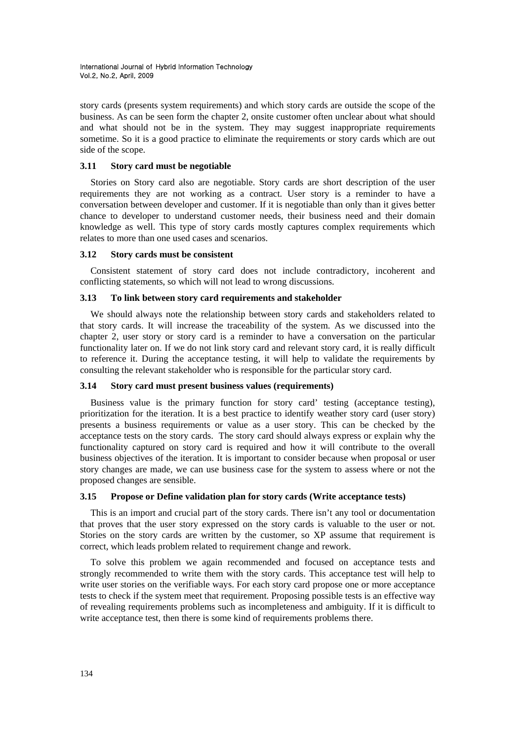story cards (presents system requirements) and which story cards are outside the scope of the business. As can be seen form the chapter 2, onsite customer often unclear about what should and what should not be in the system. They may suggest inappropriate requirements sometime. So it is a good practice to eliminate the requirements or story cards which are out side of the scope.

### 3.11 Story card must be negotiable

Stories on Story card also are negotiable. Story cards are short description of the user requirements they are not working as a contract. User story is a reminder to have a conversation between developer and customer. If it is negotiable than only than it gives better chance to developer to understand customer needs, their business need and their domain knowledge as well. This type of story cards mostly captures complex requirements which relates to more than one used cases and scenarios.

### 3.12 Story cards must be consistent

Consistent statement of story card does not include contradictory, incoherent and conflicting statements, so which will not lead to wrong discussions.

### 3.13 To link between story card requirements and stakeholder

We should always note the relationship between story cards and stakeholders related to that story cards. It will increase the traceability of the system. As we discussed into the chapter 2, user story or story card is a reminder to have a conversation on the particular functionality later on. If we do not link story card and relevant story card, it is really difficult to reference it. During the acceptance testing, it will help to validate the requirements by consulting the relevant stakeholder who is responsible for the particular story card.

### 3.14 Story card must present business values (requirements)

Business value is the primary function for story card' testing (acceptance testing), prioritization for the iteration. It is a best practice to identify weather story card (user story) presents a business requirements or value as a user story. This can be checked by the acceptance tests on the story cards. The story card should always express or explain why the functionality captured on story card is required and how it will contribute to the overall business objectives of the iteration. It is important to consider because when proposal or user story changes are made, we can use business case for the system to assess where or not the proposed changes are sensible.

### 3.15 Propose or Define validation plan for story cards (Write acceptance tests)

This is an import and crucial part of the story cards. There isn't any tool or documentation that proves that the user story expressed on the story cards is valuable to the user or not. Stories on the story cards are written by the customer, so XP assume that requirement is correct, which leads problem related to requirement change and rework.

To solve this problem we again recommended and focused on acceptance tests and strongly recommended to write them with the story cards. This acceptance test will help to write user stories on the verifiable ways. For each story card propose one or more acceptance tests to check if the system meet that requirement. Proposing possible tests is an effective way of revealing requirements problems such as incompleteness and ambiguity. If it is difficult to write acceptance test, then there is some kind of requirements problems there.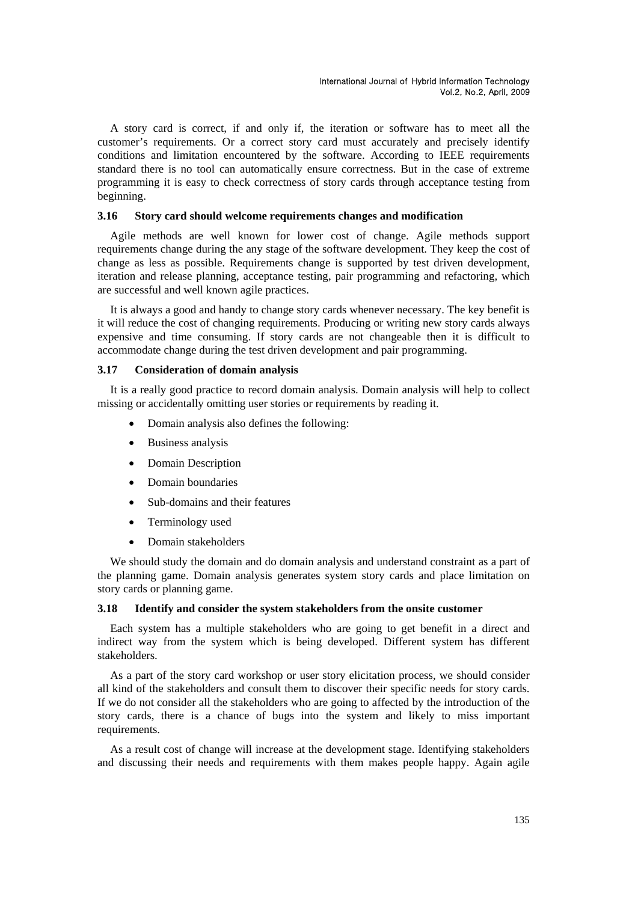A story card is correct, if and only if, the iteration or software has to meet all the customer's requirements. Or a correct story card must accurately and precisely identify conditions and limitation encountered by the software. According to IEEE requirements standard there is no tool can automatically ensure correctness. But in the case of extreme programming it is easy to check correctness of story cards through acceptance testing from beginning.

### 3.16 Story card should welcome requirements changes and modification

Agile methods are well known for lower cost of change. Agile methods support requirements change during the any stage of the software development. They keep the cost of change as less as possible. Requirements change is supported by test driven development, iteration and release planning, acceptance testing, pair programming and refactoring, which are successful and well known agile practices.

It is always a good and handy to change story cards whenever necessary. The key benefit is it will reduce the cost of changing requirements. Producing or writing new story cards always expensive and time consuming. If story cards are not changeable then it is difficult to accommodate change during the test driven development and pair programming.

### 3.17 Consideration of domain analysis

It is a really good practice to record domain analysis. Domain analysis will help to collect missing or accidentally omitting user stories or requirements by reading it.

- Domain analysis also defines the following:
- Business analysis
- Domain Description
- Domain boundaries
- Sub-domains and their features
- Terminology used
- Domain stakeholders

We should study the domain and do domain analysis and understand constraint as a part of the planning game. Domain analysis generates system story cards and place limitation on story cards or planning game.

### 3.18 Identify and consider the system stakeholders from the onsite customer

Each system has a multiple stakeholders who are going to get benefit in a direct and indirect way from the system which is being developed. Different system has different stakeholders.

As a part of the story card workshop or user story elicitation process, we should consider all kind of the stakeholders and consult them to discover their specific needs for story cards. If we do not consider all the stakeholders who are going to affected by the introduction of the story cards, there is a chance of bugs into the system and likely to miss important requirements.

As a result cost of change will increase at the development stage. Identifying stakeholders and discussing their needs and requirements with them makes people happy. Again agile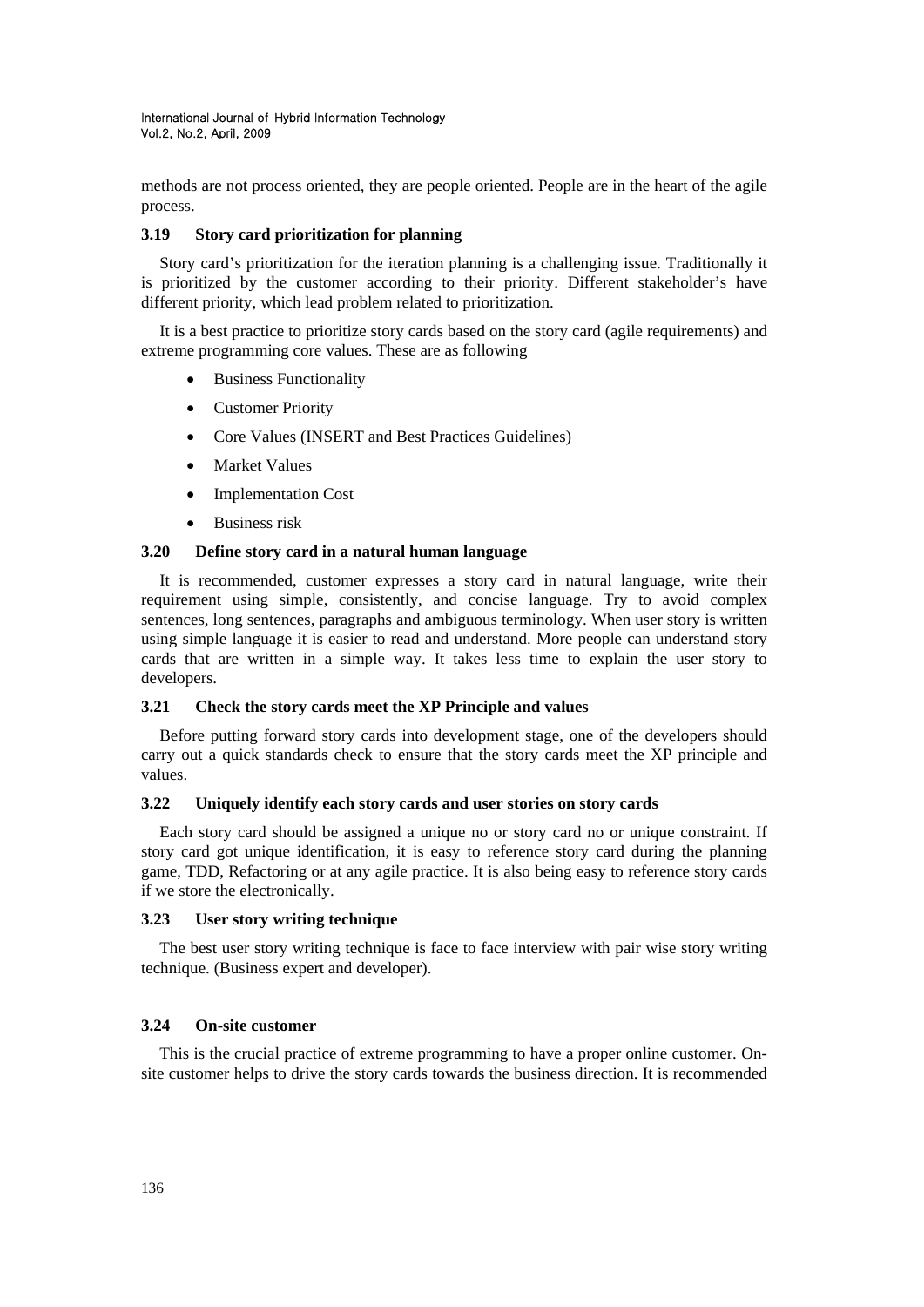methods are not process oriented, they are people oriented. People are in the heart of the agile process.

### 3.19 Story card prioritization for planning

Story card's prioritization for the iteration planning is a challenging issue. Traditionally it is prioritized by the customer according to their priority. Different stakeholder's have different priority, which lead problem related to prioritization.

It is a best practice to prioritize story cards based on the story card (agile requirements) and extreme programming core values. These are as following

- Business Functionality
- Customer Priority
- Core Values (INSERT and Best Practices Guidelines)
- Market Values
- Implementation Cost
- Business risk

### 3.20 Define story card in a natural human language

It is recommended, customer expresses a story card in natural language, write their requirement using simple, consistently, and concise language. Try to avoid complex sentences, long sentences, paragraphs and ambiguous terminology. When user story is written using simple language it is easier to read and understand. More people can understand story cards that are written in a simple way. It takes less time to explain the user story to developers.

### 3.21 Check the story cards meet the XP Principle and values

Before putting forward story cards into development stage, one of the developers should carry out a quick standards check to ensure that the story cards meet the XP principle and values.

### 3.22 Uniquely identify each story cards and user stories on story cards

Each story card should be assigned a unique no or story card no or unique constraint. If story card got unique identification, it is easy to reference story card during the planning game, TDD, Refactoring or at any agile practice. It is also being easy to reference story cards if we store the electronically.

### 3.23 User story writing technique

The best user story writing technique is face to face interview with pair wise story writing technique. (Business expert and developer).

### 3.24 On-site customer

This is the crucial practice of extreme programming to have a proper online customer. On-site customer helps to drive the story cards towards the business direction. It is recommended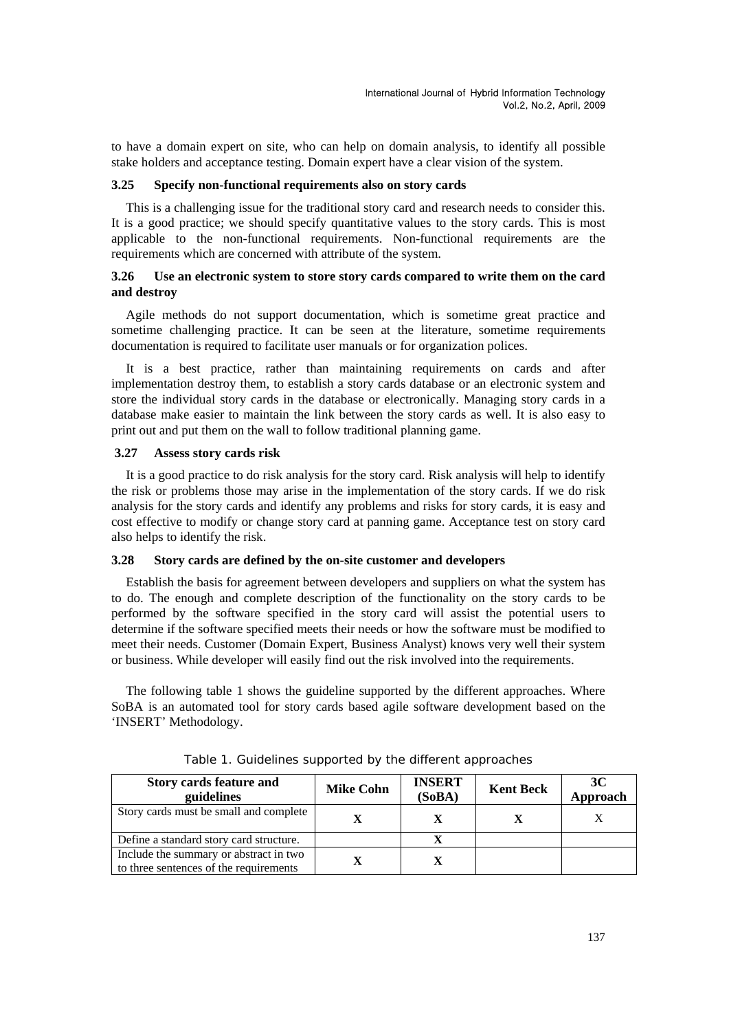to have a domain expert on site, who can help on domain analysis, to identify all possible stake holders and acceptance testing. Domain expert have a clear vision of the system.

### 3.25 Specify non-functional requirements also on story cards

This is a challenging issue for the traditional story card and research needs to consider this. It is a good practice; we should specify quantitative values to the story cards. This is most applicable to the non-functional requirements. Non-functional requirements are the requirements which are concerned with attribute of the system.

### 3.26 Use an electronic system to store story cards compared to write them on the card and destroy

Agile methods do not support documentation, which is sometime great practice and sometime challenging practice. It can be seen at the literature, sometime requirements documentation is required to facilitate user manuals or for organization polices.

It is a best practice, rather than maintaining requirements on cards and after implementation destroy them, to establish a story cards database or an electronic system and store the individual story cards in the database or electronically. Managing story cards in a database make easier to maintain the link between the story cards as well. It is also easy to print out and put them on the wall to follow traditional planning game.

### 3.27 Assess story cards risk

It is a good practice to do risk analysis for the story card. Risk analysis will help to identify the risk or problems those may arise in the implementation of the story cards. If we do risk analysis for the story cards and identify any problems and risks for story cards, it is easy and cost effective to modify or change story card at panning game. Acceptance test on story card also helps to identify the risk.

### 3.28 Story cards are defined by the on-site customer and developers

Establish the basis for agreement between developers and suppliers on what the system has to do. The enough and complete description of the functionality on the story cards to be performed by the software specified in the story card will assist the potential users to determine if the software specified meets their needs or how the software must be modified to meet their needs. Customer (Domain Expert, Business Analyst) knows very well their system or business. While developer will easily find out the risk involved into the requirements.

The following table 1 shows the guideline supported by the different approaches. Where SoBA is an automated tool for story cards based agile software development based on the 'INSERT' Methodology.

Table 1. Guidelines supported by the different approaches

| Story cards feature and guidelines | Mike Cohn | INSERT (SoBA) | Kent Beck | 3C Approach |
|---|---|---|---|---|
| Story cards must be small and complete | X | X | X | X |
| Define a standard story card structure. | | X | | |
| Include the summary or abstract in two to three sentences of the requirements | X | X | | |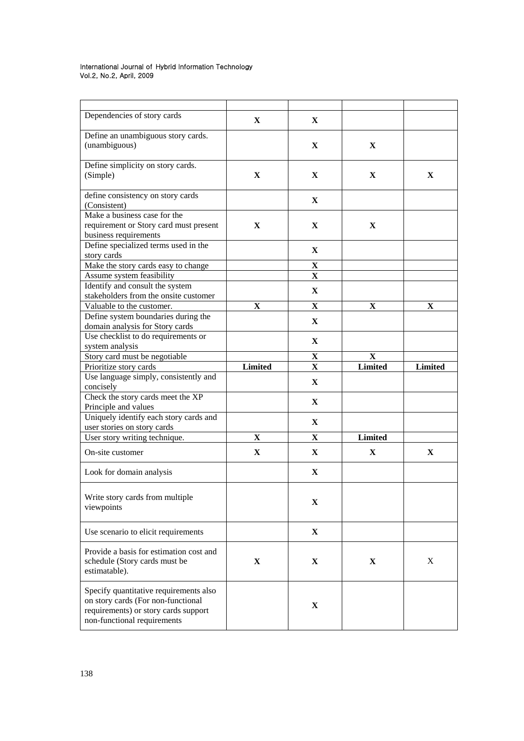| | | | | |
|---|---|---|---|---|
| Dependencies of story cards | **X** | **X** | | |
| Define an unambiguous story cards. (unambiguous) | | **X** | **X** | |
| Define simplicity on story cards. (Simple) | **X** | **X** | **X** | **X** |
| define consistency on story cards (Consistent) | | **X** | | |
| Make a business case for the requirement or Story card must present business requirements | **X** | **X** | **X** | |
| Define specialized terms used in the story cards | | **X** | | |
| Make the story cards easy to change | | **X** | | |
| Assume system feasibility | | **X** | | |
| Identify and consult the system stakeholders from the onsite customer | | **X** | | |
| Valuable to the customer. | **X** | **X** | **X** | **X** |
| Define system boundaries during the domain analysis for Story cards | | **X** | | |
| Use checklist to do requirements or system analysis | | **X** | | |
| Story card must be negotiable | | **X** | **X** | |
| Prioritize story cards | **Limited** | **X** | **Limited** | **Limited** |
| Use language simply, consistently and concisely | | **X** | | |
| Check the story cards meet the XP Principle and values | | **X** | | |
| Uniquely identify each story cards and user stories on story cards | | **X** | | |
| User story writing technique. | **X** | **X** | **Limited** | |
| On-site customer | **X** | **X** | **X** | **X** |
| Look for domain analysis | | **X** | | |
| Write story cards from multiple viewpoints | | **X** | | |
| Use scenario to elicit requirements | | **X** | | |
| Provide a basis for estimation cost and schedule (Story cards must be estimatable). | **X** | **X** | **X** | X |
| Specify quantitative requirements also on story cards (For non-functional requirements) or story cards support non-functional requirements | | **X** | | |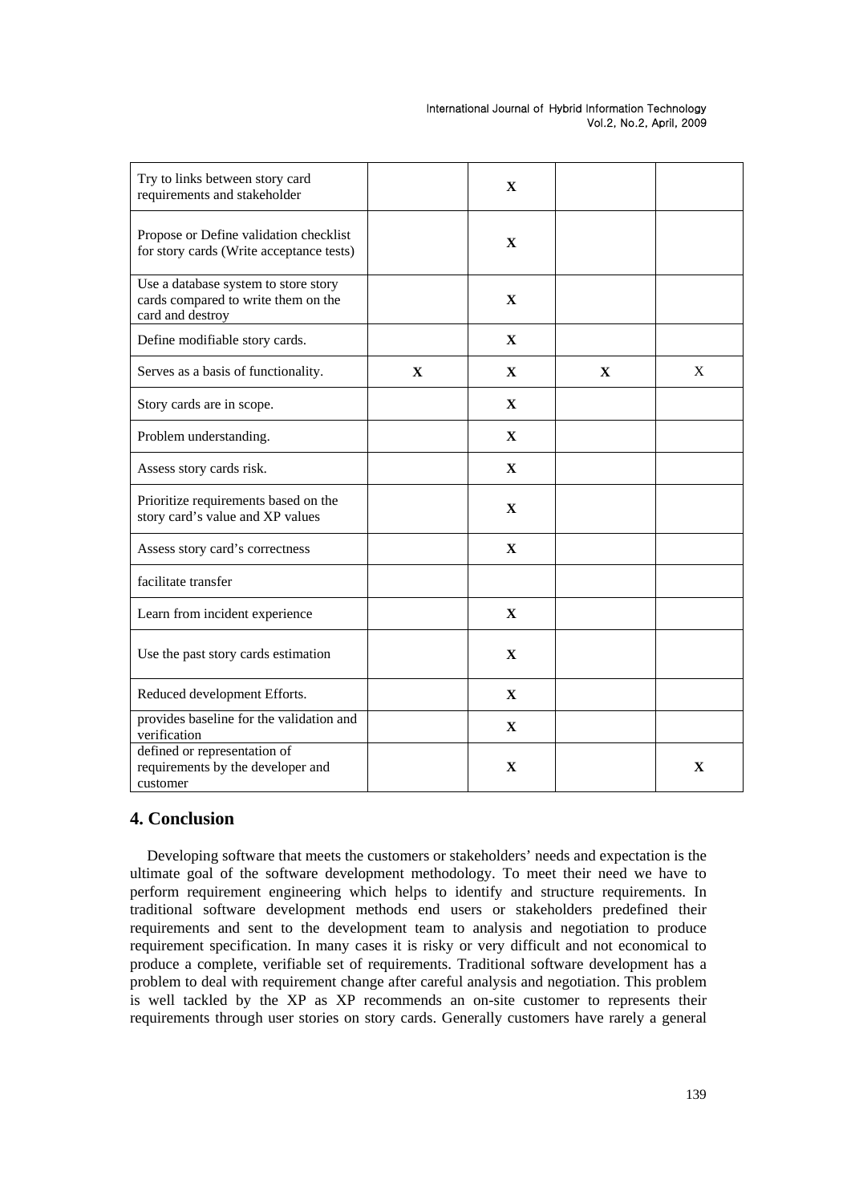| | | | | |
|---|---|---|---|---|
| Try to links between story card requirements and stakeholder | | X | | |
| Propose or Define validation checklist for story cards (Write acceptance tests) | | X | | |
| Use a database system to store story cards compared to write them on the card and destroy | | X | | |
| Define modifiable story cards. | | X | | |
| Serves as a basis of functionality. | X | X | X | X |
| Story cards are in scope. | | X | | |
| Problem understanding. | | X | | |
| Assess story cards risk. | | X | | |
| Prioritize requirements based on the story card's value and XP values | | X | | |
| Assess story card's correctness | | X | | |
| facilitate transfer | | | | |
| Learn from incident experience | | X | | |
| Use the past story cards estimation | | X | | |
| Reduced development Efforts. | | X | | |
| provides baseline for the validation and verification | | X | | |
| defined or representation of requirements by the developer and customer | | X | | X |

## 4. Conclusion

Developing software that meets the customers or stakeholders' needs and expectation is the ultimate goal of the software development methodology. To meet their need we have to perform requirement engineering which helps to identify and structure requirements. In traditional software development methods end users or stakeholders predefined their requirements and sent to the development team to analysis and negotiation to produce requirement specification. In many cases it is risky or very difficult and not economical to produce a complete, verifiable set of requirements. Traditional software development has a problem to deal with requirement change after careful analysis and negotiation. This problem is well tackled by the XP as XP recommends an on-site customer to represents their requirements through user stories on story cards. Generally customers have rarely a general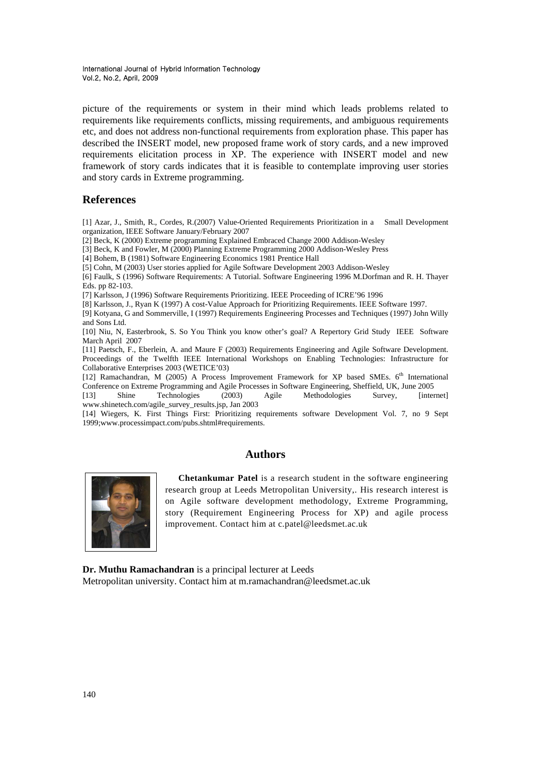picture of the requirements or system in their mind which leads problems related to requirements like requirements conflicts, missing requirements, and ambiguous requirements etc, and does not address non-functional requirements from exploration phase. This paper has described the INSERT model, new proposed frame work of story cards, and a new improved requirements elicitation process in XP. The experience with INSERT model and new framework of story cards indicates that it is feasible to contemplate improving user stories and story cards in Extreme programming.

## References

[1] Azar, J., Smith, R., Cordes, R.(2007) Value-Oriented Requirements Prioritization in a Small Development organization, IEEE Software January/February 2007

[2] Beck, K (2000) Extreme programming Explained Embraced Change 2000 Addison-Wesley

[3] Beck, K and Fowler, M (2000) Planning Extreme Programming 2000 Addison-Wesley Press

[4] Bohem, B (1981) Software Engineering Economics 1981 Prentice Hall

[5] Cohn, M (2003) User stories applied for Agile Software Development 2003 Addison-Wesley

[6] Faulk, S (1996) Software Requirements: A Tutorial. Software Engineering 1996 M.Dorfman and R. H. Thayer Eds. pp 82-103.

[7] Karlsson, J (1996) Software Requirements Prioritizing. IEEE Proceeding of ICRE'96 1996

[8] Karlsson, J., Ryan K (1997) A cost-Value Approach for Prioritizing Requirements. IEEE Software 1997.

[9] Kotyana, G and Sommerville, I (1997) Requirements Engineering Processes and Techniques (1997) John Willy and Sons Ltd.

[10] Niu, N, Easterbrook, S. So You Think you know other's goal? A Repertory Grid Study IEEE Software March April 2007

[11] Paetsch, F., Eberlein, A. and Maure F (2003) Requirements Engineering and Agile Software Development. Proceedings of the Twelfth IEEE International Workshops on Enabling Technologies: Infrastructure for Collaborative Enterprises 2003 (WETICE'03)

[12] Ramachandran, M (2005) A Process Improvement Framework for XP based SMEs. 6th International Conference on Extreme Programming and Agile Processes in Software Engineering, Sheffield, UK, June 2005

[13] Shine Technologies (2003) Agile Methodologies Survey, [internet] www.shinetech.com/agile_survey_results.jsp, Jan 2003

[14] Wiegers, K. First Things First: Prioritizing requirements software Development Vol. 7, no 9 Sept 1999;www.processimpact.com/pubs.shtml#requirements.

## Authors

**Chetankumar Patel** is a research student in the software engineering research group at Leeds Metropolitan University,. His research interest is on Agile software development methodology, Extreme Programming, story (Requirement Engineering Process for XP) and agile process improvement. Contact him at c.patel@leedsmet.ac.uk

**Dr. Muthu Ramachandran** is a principal lecturer at Leeds Metropolitan university. Contact him at m.ramachandran@leedsmet.ac.uk